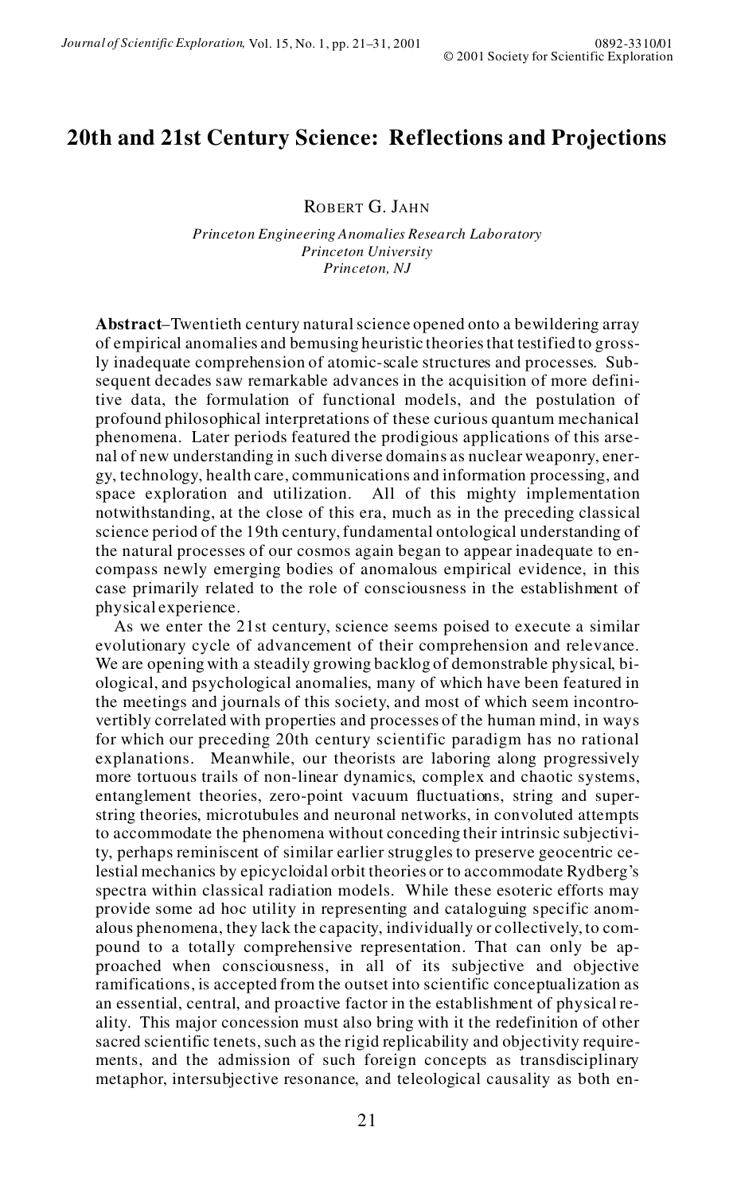# 20th and 21st Century Science: Reflections and Projections

ROBERT G. JAHN

*Princeton Engineering Anomalies Research Laboratory*
*Princeton University*
*Princeton, NJ*

**Abstract**–Twentieth century natural science opened onto a bewildering array of empirical anomalies and bemusing heuristic theories that testified to grossly inadequate comprehension of atomic-scale structures and processes. Subsequent decades saw remarkable advances in the acquisition of more definitive data, the formulation of functional models, and the postulation of profound philosophical interpretations of these curious quantum mechanical phenomena. Later periods featured the prodigious applications of this arsenal of new understanding in such diverse domains as nuclear weaponry, energy, technology, health care, communications and information processing, and space exploration and utilization. All of this mighty implementation notwithstanding, at the close of this era, much as in the preceding classical science period of the 19th century, fundamental ontological understanding of the natural processes of our cosmos again began to appear inadequate to encompass newly emerging bodies of anomalous empirical evidence, in this case primarily related to the role of consciousness in the establishment of physical experience.

As we enter the 21st century, science seems poised to execute a similar evolutionary cycle of advancement of their comprehension and relevance. We are opening with a steadily growing backlog of demonstrable physical, biological, and psychological anomalies, many of which have been featured in the meetings and journals of this society, and most of which seem incontrovertibly correlated with properties and processes of the human mind, in ways for which our preceding 20th century scientific paradigm has no rational explanations. Meanwhile, our theorists are laboring along progressively more tortuous trails of non-linear dynamics, complex and chaotic systems, entanglement theories, zero-point vacuum fluctuations, string and superstring theories, microtubules and neuronal networks, in convoluted attempts to accommodate the phenomena without conceding their intrinsic subjectivity, perhaps reminiscent of similar earlier struggles to preserve geocentric celestial mechanics by epicycloidal orbit theories or to accommodate Rydberg's spectra within classical radiation models. While these esoteric efforts may provide some ad hoc utility in representing and cataloguing specific anomalous phenomena, they lack the capacity, individually or collectively, to compound to a totally comprehensive representation. That can only be approached when consciousness, in all of its subjective and objective ramifications, is accepted from the outset into scientific conceptualization as an essential, central, and proactive factor in the establishment of physical reality. This major concession must also bring with it the redefinition of other sacred scientific tenets, such as the rigid replicability and objectivity requirements, and the admission of such foreign concepts as transdisciplinary metaphor, intersubjective resonance, and teleological causality as both en-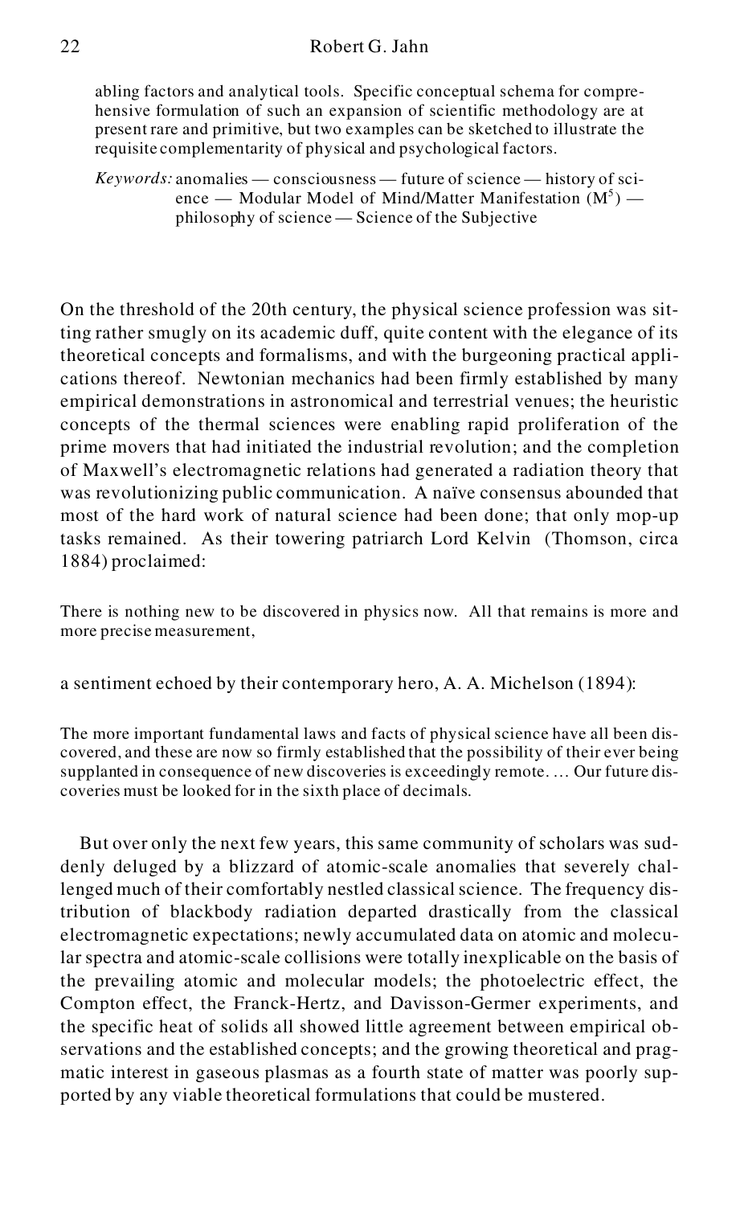abling factors and analytical tools. Specific conceptual schema for comprehensive formulation of such an expansion of scientific methodology are at present rare and primitive, but two examples can be sketched to illustrate the requisite complementarity of physical and psychological factors.

*Keywords:* anomalies — consciousness — future of science — history of science — Modular Model of Mind/Matter Manifestation ($M^5$) — philosophy of science — Science of the Subjective

On the threshold of the 20th century, the physical science profession was sitting rather smugly on its academic duff, quite content with the elegance of its theoretical concepts and formalisms, and with the burgeoning practical applications thereof. Newtonian mechanics had been firmly established by many empirical demonstrations in astronomical and terrestrial venues; the heuristic concepts of the thermal sciences were enabling rapid proliferation of the prime movers that had initiated the industrial revolution; and the completion of Maxwell's electromagnetic relations had generated a radiation theory that was revolutionizing public communication. A naïve consensus abounded that most of the hard work of natural science had been done; that only mop-up tasks remained. As their towering patriarch Lord Kelvin (Thomson, circa 1884) proclaimed:

> There is nothing new to be discovered in physics now. All that remains is more and more precise measurement,

a sentiment echoed by their contemporary hero, A. A. Michelson (1894):

> The more important fundamental laws and facts of physical science have all been discovered, and these are now so firmly established that the possibility of their ever being supplanted in consequence of new discoveries is exceedingly remote. ... Our future discoveries must be looked for in the sixth place of decimals.

But over only the next few years, this same community of scholars was suddenly deluged by a blizzard of atomic-scale anomalies that severely challenged much of their comfortably nestled classical science. The frequency distribution of blackbody radiation departed drastically from the classical electromagnetic expectations; newly accumulated data on atomic and molecular spectra and atomic-scale collisions were totally inexplicable on the basis of the prevailing atomic and molecular models; the photoelectric effect, the Compton effect, the Franck-Hertz, and Davisson-Germer experiments, and the specific heat of solids all showed little agreement between empirical observations and the established concepts; and the growing theoretical and pragmatic interest in gaseous plasmas as a fourth state of matter was poorly supported by any viable theoretical formulations that could be mustered.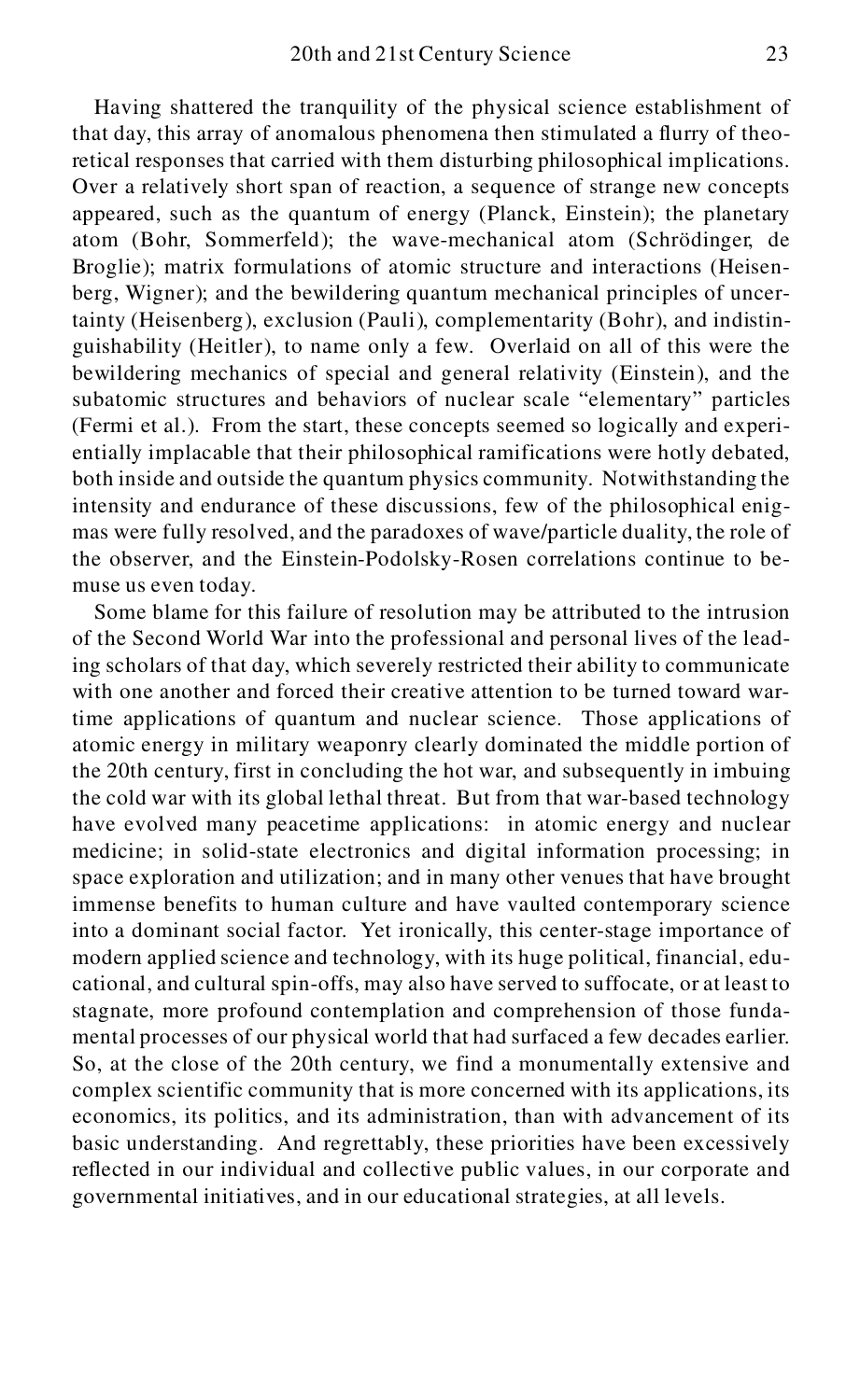Having shattered the tranquility of the physical science establishment of that day, this array of anomalous phenomena then stimulated a flurry of theoretical responses that carried with them disturbing philosophical implications. Over a relatively short span of reaction, a sequence of strange new concepts appeared, such as the quantum of energy (Planck, Einstein); the planetary atom (Bohr, Sommerfeld); the wave-mechanical atom (Schrödinger, de Broglie); matrix formulations of atomic structure and interactions (Heisenberg, Wigner); and the bewildering quantum mechanical principles of uncertainty (Heisenberg), exclusion (Pauli), complementarity (Bohr), and indistinguishability (Heitler), to name only a few. Overlaid on all of this were the bewildering mechanics of special and general relativity (Einstein), and the subatomic structures and behaviors of nuclear scale "elementary" particles (Fermi et al.). From the start, these concepts seemed so logically and experientially implacable that their philosophical ramifications were hotly debated, both inside and outside the quantum physics community. Notwithstanding the intensity and endurance of these discussions, few of the philosophical enigmas were fully resolved, and the paradoxes of wave/particle duality, the role of the observer, and the Einstein-Podolsky-Rosen correlations continue to bemuse us even today.

Some blame for this failure of resolution may be attributed to the intrusion of the Second World War into the professional and personal lives of the leading scholars of that day, which severely restricted their ability to communicate with one another and forced their creative attention to be turned toward wartime applications of quantum and nuclear science. Those applications of atomic energy in military weaponry clearly dominated the middle portion of the 20th century, first in concluding the hot war, and subsequently in imbuing the cold war with its global lethal threat. But from that war-based technology have evolved many peacetime applications: in atomic energy and nuclear medicine; in solid-state electronics and digital information processing; in space exploration and utilization; and in many other venues that have brought immense benefits to human culture and have vaulted contemporary science into a dominant social factor. Yet ironically, this center-stage importance of modern applied science and technology, with its huge political, financial, educational, and cultural spin-offs, may also have served to suffocate, or at least to stagnate, more profound contemplation and comprehension of those fundamental processes of our physical world that had surfaced a few decades earlier. So, at the close of the 20th century, we find a monumentally extensive and complex scientific community that is more concerned with its applications, its economics, its politics, and its administration, than with advancement of its basic understanding. And regrettably, these priorities have been excessively reflected in our individual and collective public values, in our corporate and governmental initiatives, and in our educational strategies, at all levels.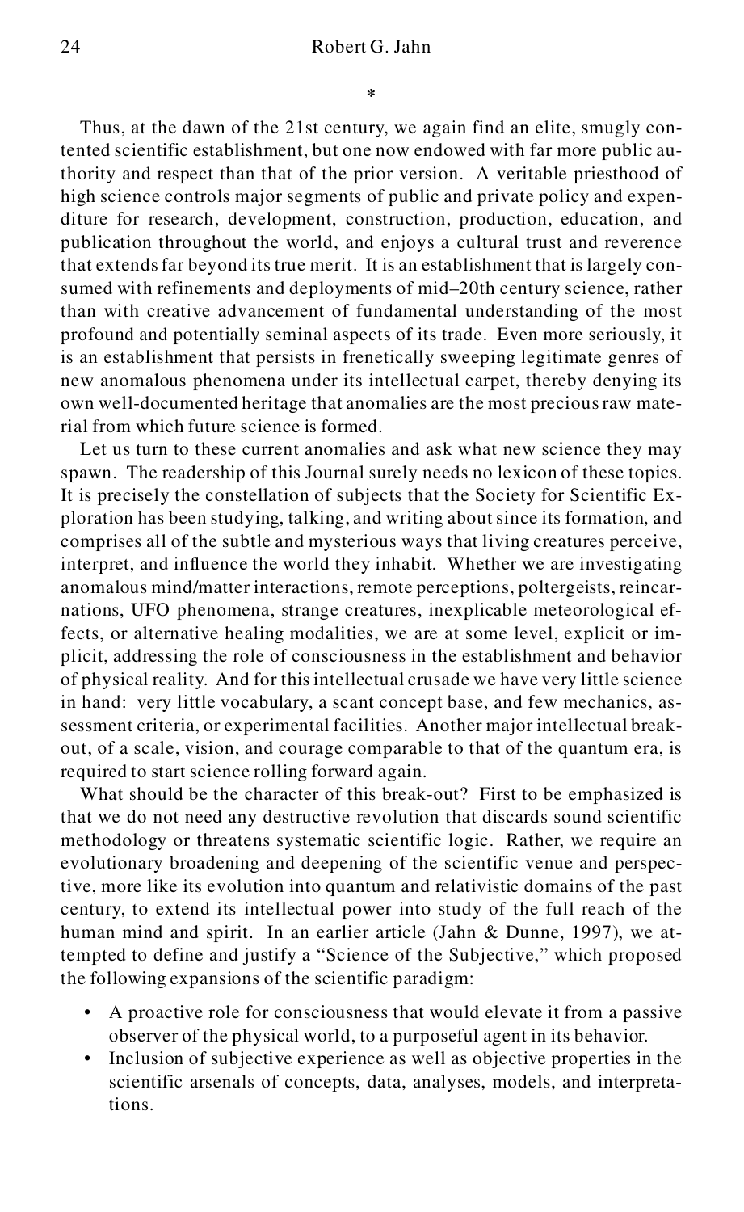*

Thus, at the dawn of the 21st century, we again find an elite, smugly contented scientific establishment, but one now endowed with far more public authority and respect than that of the prior version. A veritable priesthood of high science controls major segments of public and private policy and expenditure for research, development, construction, production, education, and publication throughout the world, and enjoys a cultural trust and reverence that extends far beyond its true merit. It is an establishment that is largely consumed with refinements and deployments of mid–20th century science, rather than with creative advancement of fundamental understanding of the most profound and potentially seminal aspects of its trade. Even more seriously, it is an establishment that persists in frenetically sweeping legitimate genres of new anomalous phenomena under its intellectual carpet, thereby denying its own well-documented heritage that anomalies are the most precious raw material from which future science is formed.

Let us turn to these current anomalies and ask what new science they may spawn. The readership of this Journal surely needs no lexicon of these topics. It is precisely the constellation of subjects that the Society for Scientific Exploration has been studying, talking, and writing about since its formation, and comprises all of the subtle and mysterious ways that living creatures perceive, interpret, and influence the world they inhabit. Whether we are investigating anomalous mind/matter interactions, remote perceptions, poltergeists, reincarnations, UFO phenomena, strange creatures, inexplicable meteorological effects, or alternative healing modalities, we are at some level, explicit or implicit, addressing the role of consciousness in the establishment and behavior of physical reality. And for this intellectual crusade we have very little science in hand: very little vocabulary, a scant concept base, and few mechanics, assessment criteria, or experimental facilities. Another major intellectual breakout, of a scale, vision, and courage comparable to that of the quantum era, is required to start science rolling forward again.

What should be the character of this break-out? First to be emphasized is that we do not need any destructive revolution that discards sound scientific methodology or threatens systematic scientific logic. Rather, we require an evolutionary broadening and deepening of the scientific venue and perspective, more like its evolution into quantum and relativistic domains of the past century, to extend its intellectual power into study of the full reach of the human mind and spirit. In an earlier article (Jahn & Dunne, 1997), we attempted to define and justify a "Science of the Subjective," which proposed the following expansions of the scientific paradigm:

- A proactive role for consciousness that would elevate it from a passive observer of the physical world, to a purposeful agent in its behavior.
- Inclusion of subjective experience as well as objective properties in the scientific arsenals of concepts, data, analyses, models, and interpretations.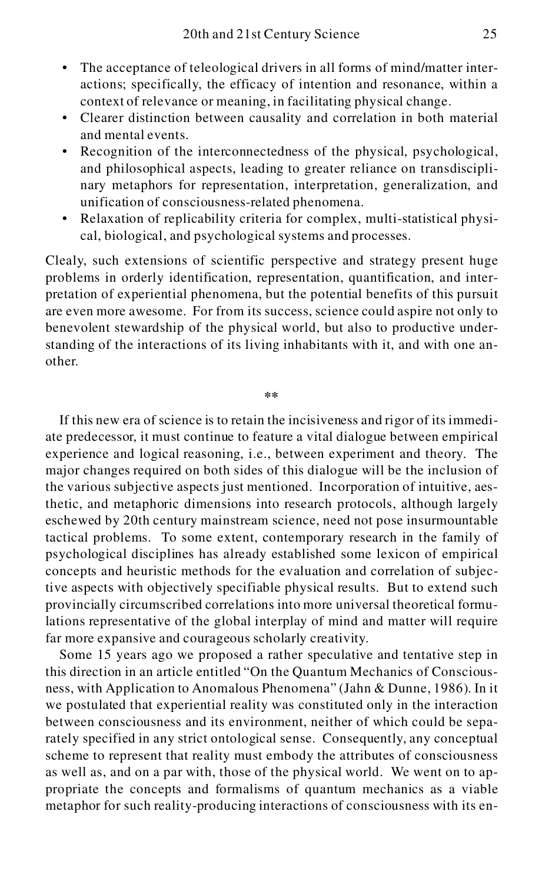- The acceptance of teleological drivers in all forms of mind/matter interactions; specifically, the efficacy of intention and resonance, within a context of relevance or meaning, in facilitating physical change.
- Clearer distinction between causality and correlation in both material and mental events.
- Recognition of the interconnectedness of the physical, psychological, and philosophical aspects, leading to greater reliance on transdisciplinary metaphors for representation, interpretation, generalization, and unification of consciousness-related phenomena.
- Relaxation of replicability criteria for complex, multi-statistical physical, biological, and psychological systems and processes.

Clealy, such extensions of scientific perspective and strategy present huge problems in orderly identification, representation, quantification, and interpretation of experiential phenomena, but the potential benefits of this pursuit are even more awesome. For from its success, science could aspire not only to benevolent stewardship of the physical world, but also to productive understanding of the interactions of its living inhabitants with it, and with one another.

**

If this new era of science is to retain the incisiveness and rigor of its immediate predecessor, it must continue to feature a vital dialogue between empirical experience and logical reasoning, i.e., between experiment and theory. The major changes required on both sides of this dialogue will be the inclusion of the various subjective aspects just mentioned. Incorporation of intuitive, aesthetic, and metaphoric dimensions into research protocols, although largely eschewed by 20th century mainstream science, need not pose insurmountable tactical problems. To some extent, contemporary research in the family of psychological disciplines has already established some lexicon of empirical concepts and heuristic methods for the evaluation and correlation of subjective aspects with objectively specifiable physical results. But to extend such provincially circumscribed correlations into more universal theoretical formulations representative of the global interplay of mind and matter will require far more expansive and courageous scholarly creativity.

Some 15 years ago we proposed a rather speculative and tentative step in this direction in an article entitled "On the Quantum Mechanics of Consciousness, with Application to Anomalous Phenomena" (Jahn & Dunne, 1986). In it we postulated that experiential reality was constituted only in the interaction between consciousness and its environment, neither of which could be separately specified in any strict ontological sense. Consequently, any conceptual scheme to represent that reality must embody the attributes of consciousness as well as, and on a par with, those of the physical world. We went on to appropriate the concepts and formalisms of quantum mechanics as a viable metaphor for such reality-producing interactions of consciousness with its en-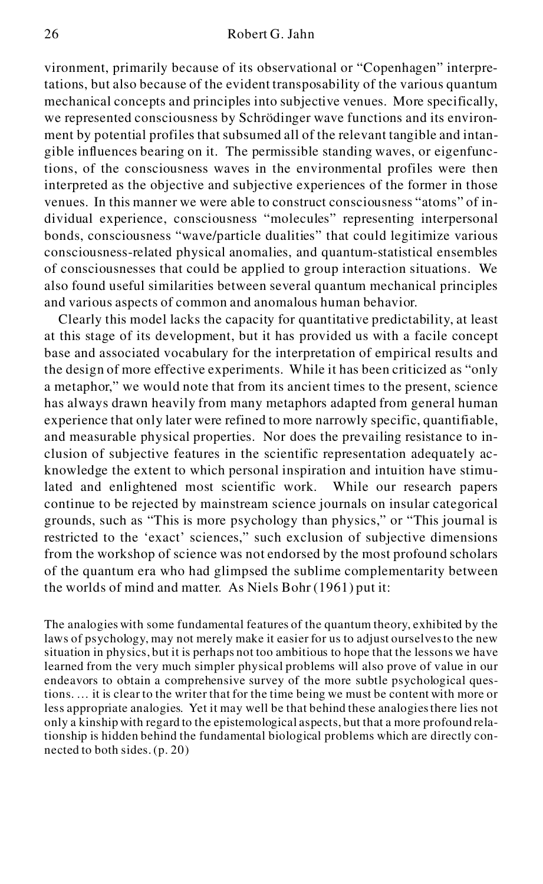vironment, primarily because of its observational or "Copenhagen" interpretations, but also because of the evident transposability of the various quantum mechanical concepts and principles into subjective venues. More specifically, we represented consciousness by Schrödinger wave functions and its environment by potential profiles that subsumed all of the relevant tangible and intangible influences bearing on it. The permissible standing waves, or eigenfunctions, of the consciousness waves in the environmental profiles were then interpreted as the objective and subjective experiences of the former in those venues. In this manner we were able to construct consciousness "atoms" of individual experience, consciousness "molecules" representing interpersonal bonds, consciousness "wave/particle dualities" that could legitimize various consciousness-related physical anomalies, and quantum-statistical ensembles of consciousnesses that could be applied to group interaction situations. We also found useful similarities between several quantum mechanical principles and various aspects of common and anomalous human behavior.

Clearly this model lacks the capacity for quantitative predictability, at least at this stage of its development, but it has provided us with a facile concept base and associated vocabulary for the interpretation of empirical results and the design of more effective experiments. While it has been criticized as "only a metaphor," we would note that from its ancient times to the present, science has always drawn heavily from many metaphors adapted from general human experience that only later were refined to more narrowly specific, quantifiable, and measurable physical properties. Nor does the prevailing resistance to inclusion of subjective features in the scientific representation adequately acknowledge the extent to which personal inspiration and intuition have stimulated and enlightened most scientific work. While our research papers continue to be rejected by mainstream science journals on insular categorical grounds, such as "This is more psychology than physics," or "This journal is restricted to the 'exact' sciences," such exclusion of subjective dimensions from the workshop of science was not endorsed by the most profound scholars of the quantum era who had glimpsed the sublime complementarity between the worlds of mind and matter. As Niels Bohr (1961) put it:

> The analogies with some fundamental features of the quantum theory, exhibited by the laws of psychology, may not merely make it easier for us to adjust ourselves to the new situation in physics, but it is perhaps not too ambitious to hope that the lessons we have learned from the very much simpler physical problems will also prove of value in our endeavors to obtain a comprehensive survey of the more subtle psychological questions. … it is clear to the writer that for the time being we must be content with more or less appropriate analogies. Yet it may well be that behind these analogies there lies not only a kinship with regard to the epistemological aspects, but that a more profound relationship is hidden behind the fundamental biological problems which are directly connected to both sides. (p. 20)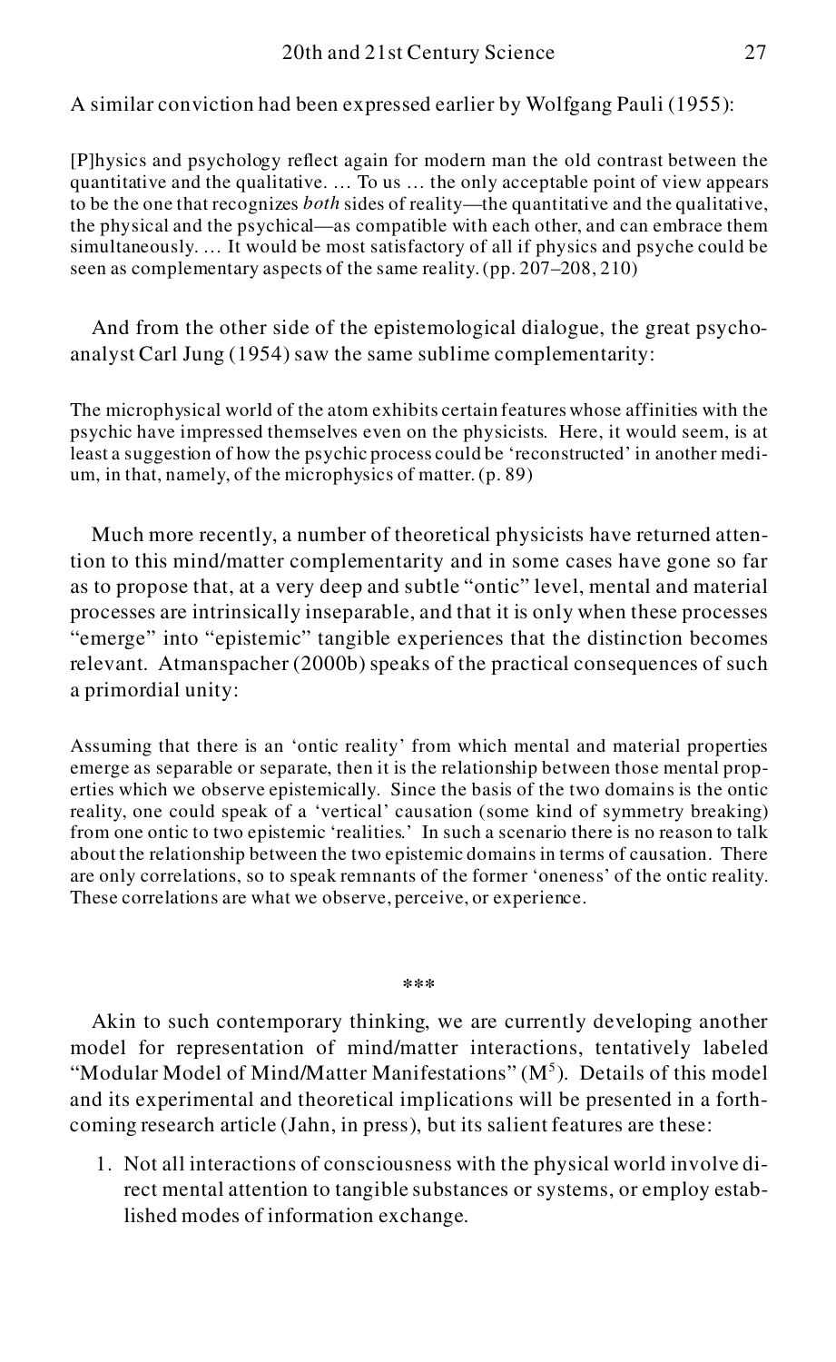A similar conviction had been expressed earlier by Wolfgang Pauli (1955):

> [P]hysics and psychology reflect again for modern man the old contrast between the quantitative and the qualitative. … To us … the only acceptable point of view appears to be the one that recognizes *both* sides of reality—the quantitative and the qualitative, the physical and the psychical—as compatible with each other, and can embrace them simultaneously. … It would be most satisfactory of all if physics and psyche could be seen as complementary aspects of the same reality. (pp. 207–208, 210)

And from the other side of the epistemological dialogue, the great psychoanalyst Carl Jung (1954) saw the same sublime complementarity:

> The microphysical world of the atom exhibits certain features whose affinities with the psychic have impressed themselves even on the physicists. Here, it would seem, is at least a suggestion of how the psychic process could be 'reconstructed' in another medium, in that, namely, of the microphysics of matter. (p. 89)

Much more recently, a number of theoretical physicists have returned attention to this mind/matter complementarity and in some cases have gone so far as to propose that, at a very deep and subtle "ontic" level, mental and material processes are intrinsically inseparable, and that it is only when these processes "emerge" into "epistemic" tangible experiences that the distinction becomes relevant. Atmanspacher (2000b) speaks of the practical consequences of such a primordial unity:

> Assuming that there is an 'ontic reality' from which mental and material properties emerge as separable or separate, then it is the relationship between those mental properties which we observe epistemically. Since the basis of the two domains is the ontic reality, one could speak of a 'vertical' causation (some kind of symmetry breaking) from one ontic to two epistemic 'realities.' In such a scenario there is no reason to talk about the relationship between the two epistemic domains in terms of causation. There are only correlations, so to speak remnants of the former 'oneness' of the ontic reality. These correlations are what we observe, perceive, or experience.

***

Akin to such contemporary thinking, we are currently developing another model for representation of mind/matter interactions, tentatively labeled "Modular Model of Mind/Matter Manifestations" ($M^5$). Details of this model and its experimental and theoretical implications will be presented in a forthcoming research article (Jahn, in press), but its salient features are these:

1. Not all interactions of consciousness with the physical world involve direct mental attention to tangible substances or systems, or employ established modes of information exchange.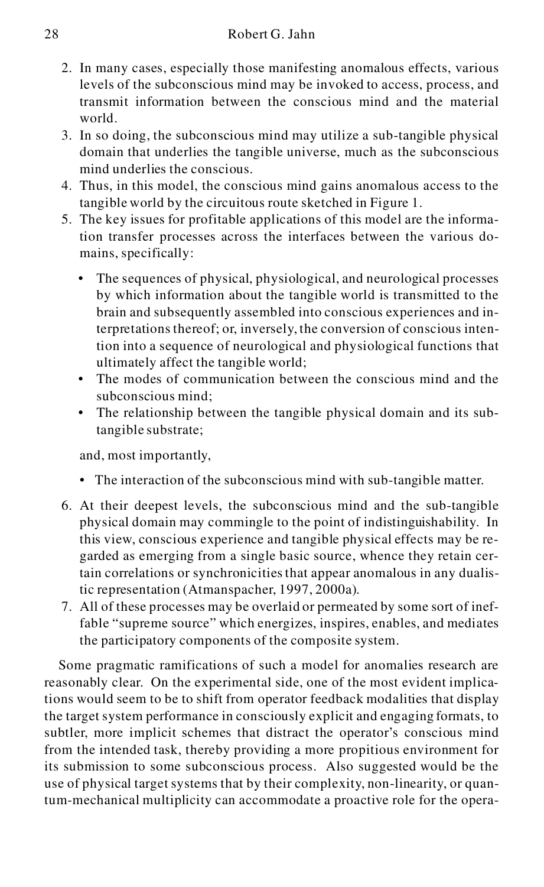2. In many cases, especially those manifesting anomalous effects, various levels of the subconscious mind may be invoked to access, process, and transmit information between the conscious mind and the material world.
3. In so doing, the subconscious mind may utilize a sub-tangible physical domain that underlies the tangible universe, much as the subconscious mind underlies the conscious.
4. Thus, in this model, the conscious mind gains anomalous access to the tangible world by the circuitous route sketched in Figure 1.
5. The key issues for profitable applications of this model are the information transfer processes across the interfaces between the various domains, specifically:

   - The sequences of physical, physiological, and neurological processes by which information about the tangible world is transmitted to the brain and subsequently assembled into conscious experiences and interpretations thereof; or, inversely, the conversion of conscious intention into a sequence of neurological and physiological functions that ultimately affect the tangible world;
   - The modes of communication between the conscious mind and the subconscious mind;
   - The relationship between the tangible physical domain and its sub-tangible substrate;

   and, most importantly,

   - The interaction of the subconscious mind with sub-tangible matter.

6. At their deepest levels, the subconscious mind and the sub-tangible physical domain may commingle to the point of indistinguishability. In this view, conscious experience and tangible physical effects may be regarded as emerging from a single basic source, whence they retain certain correlations or synchronicities that appear anomalous in any dualistic representation (Atmanspacher, 1997, 2000a).
7. All of these processes may be overlaid or permeated by some sort of ineffable "supreme source" which energizes, inspires, enables, and mediates the participatory components of the composite system.

Some pragmatic ramifications of such a model for anomalies research are reasonably clear. On the experimental side, one of the most evident implications would seem to be to shift from operator feedback modalities that display the target system performance in consciously explicit and engaging formats, to subtler, more implicit schemes that distract the operator's conscious mind from the intended task, thereby providing a more propitious environment for its submission to some subconscious process. Also suggested would be the use of physical target systems that by their complexity, non-linearity, or quantum-mechanical multiplicity can accommodate a proactive role for the opera-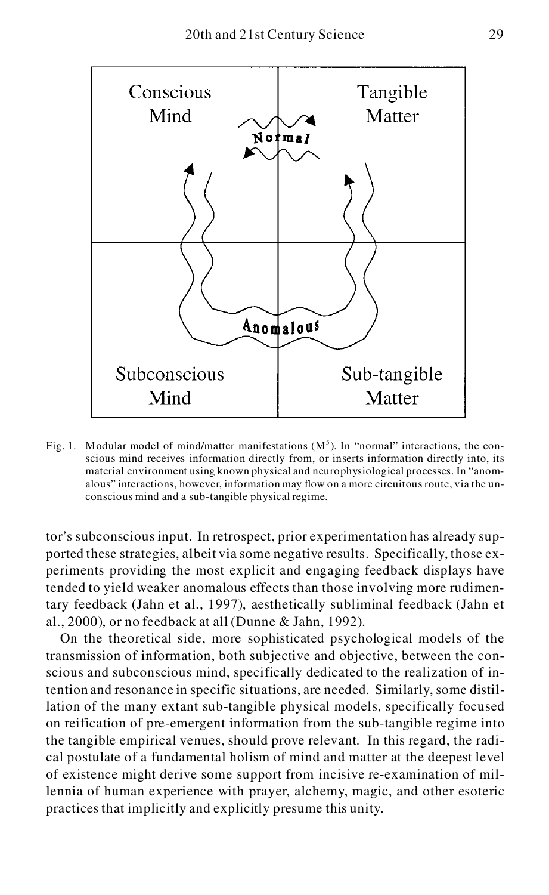Fig. 1. Modular model of mind/matter manifestations ($M^5$). In "normal" interactions, the conscious mind receives information directly from, or inserts information directly into, its material environment using known physical and neurophysiological processes. In "anomalous" interactions, however, information may flow on a more circuitous route, via the unconscious mind and a sub-tangible physical regime.

tor's subconscious input. In retrospect, prior experimentation has already supported these strategies, albeit via some negative results. Specifically, those experiments providing the most explicit and engaging feedback displays have tended to yield weaker anomalous effects than those involving more rudimentary feedback (Jahn et al., 1997), aesthetically subliminal feedback (Jahn et al., 2000), or no feedback at all (Dunne & Jahn, 1992).

On the theoretical side, more sophisticated psychological models of the transmission of information, both subjective and objective, between the conscious and subconscious mind, specifically dedicated to the realization of intention and resonance in specific situations, are needed. Similarly, some distillation of the many extant sub-tangible physical models, specifically focused on reification of pre-emergent information from the sub-tangible regime into the tangible empirical venues, should prove relevant. In this regard, the radical postulate of a fundamental holism of mind and matter at the deepest level of existence might derive some support from incisive re-examination of millennia of human experience with prayer, alchemy, magic, and other esoteric practices that implicitly and explicitly presume this unity.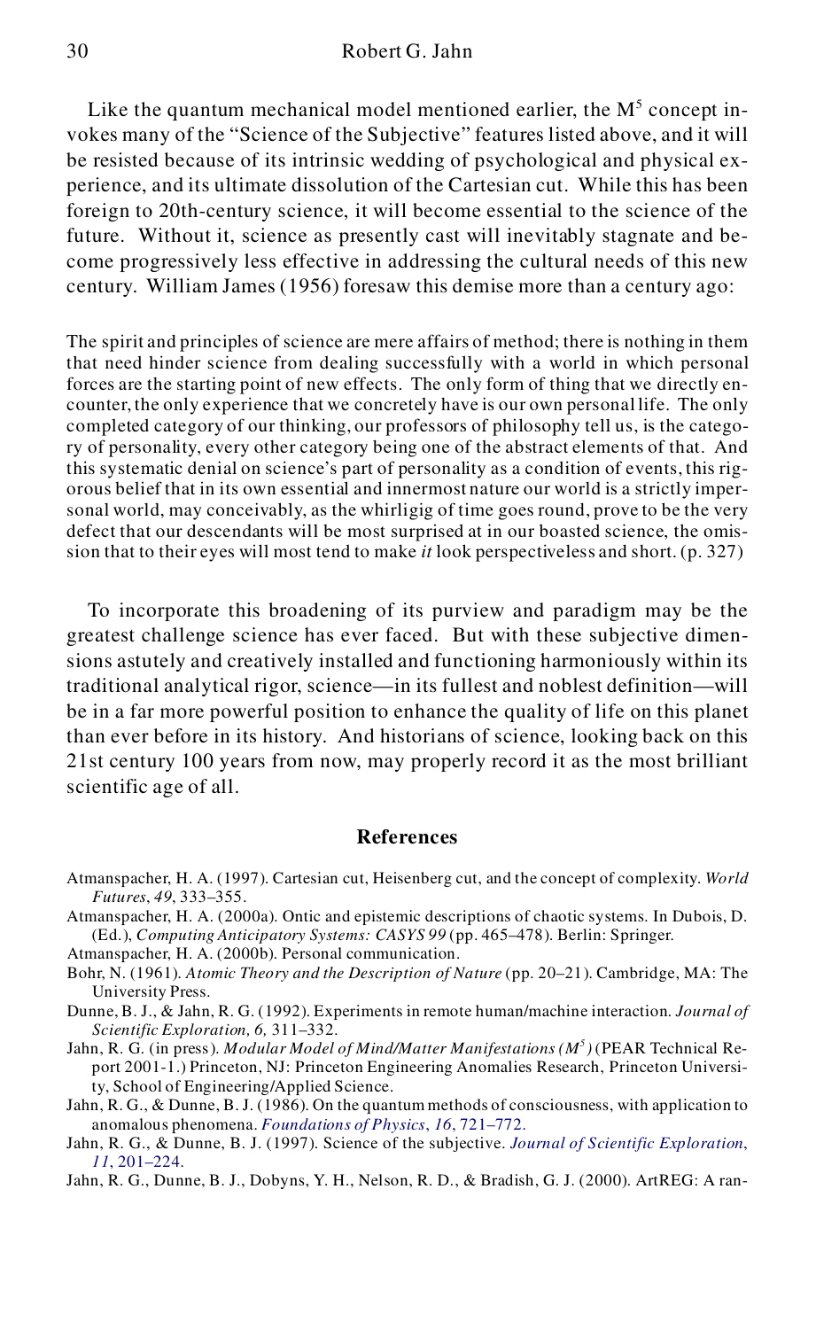Like the quantum mechanical model mentioned earlier, the $M^5$ concept invokes many of the "Science of the Subjective" features listed above, and it will be resisted because of its intrinsic wedding of psychological and physical experience, and its ultimate dissolution of the Cartesian cut. While this has been foreign to 20th-century science, it will become essential to the science of the future. Without it, science as presently cast will inevitably stagnate and become progressively less effective in addressing the cultural needs of this new century. William James (1956) foresaw this demise more than a century ago:

> The spirit and principles of science are mere affairs of method; there is nothing in them that need hinder science from dealing successfully with a world in which personal forces are the starting point of new effects. The only form of thing that we directly encounter, the only experience that we concretely have is our own personal life. The only completed category of our thinking, our professors of philosophy tell us, is the category of personality, every other category being one of the abstract elements of that. And this systematic denial on science's part of personality as a condition of events, this rigorous belief that in its own essential and innermost nature our world is a strictly impersonal world, may conceivably, as the whirligig of time goes round, prove to be the very defect that our descendants will be most surprised at in our boasted science, the omission that to their eyes will most tend to make *it* look perspectiveless and short. (p. 327)

To incorporate this broadening of its purview and paradigm may be the greatest challenge science has ever faced. But with these subjective dimensions astutely and creatively installed and functioning harmoniously within its traditional analytical rigor, science—in its fullest and noblest definition—will be in a far more powerful position to enhance the quality of life on this planet than ever before in its history. And historians of science, looking back on this 21st century 100 years from now, may properly record it as the most brilliant scientific age of all.

## References

Atmanspacher, H. A. (1997). Cartesian cut, Heisenberg cut, and the concept of complexity. *World Futures*, *49*, 333–355.

Atmanspacher, H. A. (2000a). Ontic and epistemic descriptions of chaotic systems. In Dubois, D. (Ed.), *Computing Anticipatory Systems: CASYS 99* (pp. 465–478). Berlin: Springer.

Atmanspacher, H. A. (2000b). Personal communication.

Bohr, N. (1961). *Atomic Theory and the Description of Nature* (pp. 20–21). Cambridge, MA: The University Press.

Dunne, B. J., & Jahn, R. G. (1992). Experiments in remote human/machine interaction. *Journal of Scientific Exploration, 6,* 311–332.

Jahn, R. G. (in press). *Modular Model of Mind/Matter Manifestations ($M^5$)* (PEAR Technical Report 2001-1.) Princeton, NJ: Princeton Engineering Anomalies Research, Princeton University, School of Engineering/Applied Science.

Jahn, R. G., & Dunne, B. J. (1986). On the quantum methods of consciousness, with application to anomalous phenomena. *Foundations of Physics*, *16*, 721–772.

Jahn, R. G., & Dunne, B. J. (1997). Science of the subjective. *Journal of Scientific Exploration*, *11*, 201–224.

Jahn, R. G., Dunne, B. J., Dobyns, Y. H., Nelson, R. D., & Bradish, G. J. (2000). ArtREG: A ran-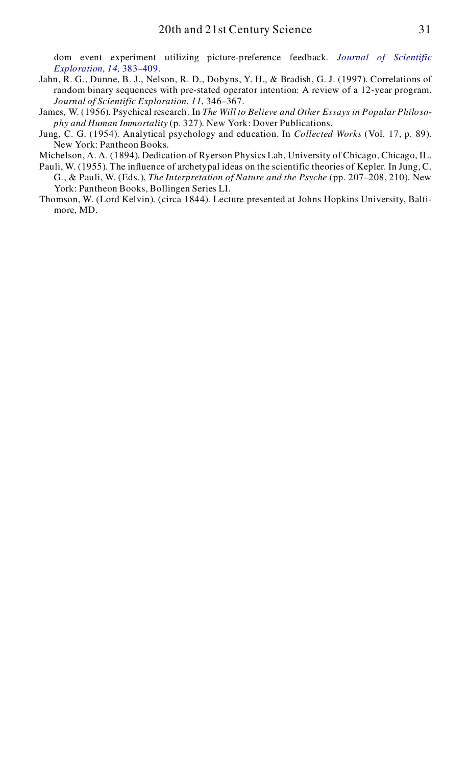dom event experiment utilizing picture-preference feedback. *Journal of Scientific Exploration*, *14,* 383–409.

Jahn, R. G., Dunne, B. J., Nelson, R. D., Dobyns, Y. H., & Bradish, G. J. (1997). Correlations of random binary sequences with pre-stated operator intention: A review of a 12-year program. *Journal of Scientific Exploration*, *11*, 346–367.

James, W. (1956). Psychical research. In *The Will to Believe and Other Essays in Popular Philosophy and Human Immortality* (p. 327). New York: Dover Publications.

Jung, C. G. (1954). Analytical psychology and education. In *Collected Works* (Vol. 17, p. 89). New York: Pantheon Books.

Michelson, A. A. (1894). Dedication of Ryerson Physics Lab, University of Chicago, Chicago, IL.

Pauli, W. (1955). The influence of archetypal ideas on the scientific theories of Kepler. In Jung, C. G., & Pauli, W. (Eds.), *The Interpretation of Nature and the Psyche* (pp. 207–208, 210). New York: Pantheon Books, Bollingen Series LI.

Thomson, W. (Lord Kelvin). (circa 1844). Lecture presented at Johns Hopkins University, Baltimore, MD.